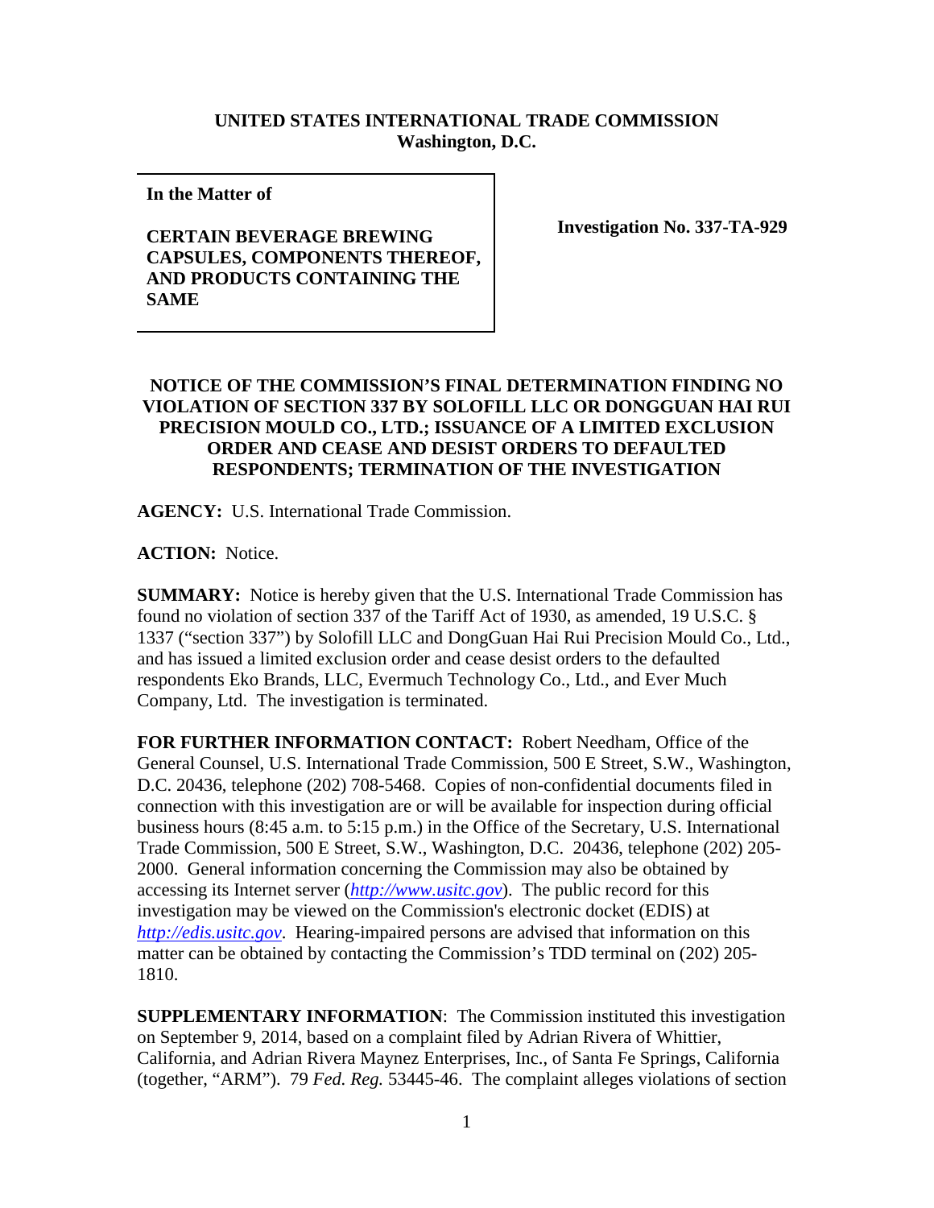**UNITED STATES INTERNATIONAL TRADE COMMISSION**
**Washington, D.C.**

| **In the Matter of**<br><br>**CERTAIN BEVERAGE BREWING CAPSULES, COMPONENTS THEREOF, AND PRODUCTS CONTAINING THE SAME** | **Investigation No. 337-TA-929** |
|---|---|

**NOTICE OF THE COMMISSION'S FINAL DETERMINATION FINDING NO VIOLATION OF SECTION 337 BY SOLOFILL LLC OR DONGGUAN HAI RUI PRECISION MOULD CO., LTD.; ISSUANCE OF A LIMITED EXCLUSION ORDER AND CEASE AND DESIST ORDERS TO DEFAULTED RESPONDENTS; TERMINATION OF THE INVESTIGATION**

**AGENCY:** U.S. International Trade Commission.

**ACTION:** Notice.

**SUMMARY:** Notice is hereby given that the U.S. International Trade Commission has found no violation of section 337 of the Tariff Act of 1930, as amended, 19 U.S.C. § 1337 ("section 337") by Solofill LLC and DongGuan Hai Rui Precision Mould Co., Ltd., and has issued a limited exclusion order and cease desist orders to the defaulted respondents Eko Brands, LLC, Evermuch Technology Co., Ltd., and Ever Much Company, Ltd. The investigation is terminated.

**FOR FURTHER INFORMATION CONTACT:** Robert Needham, Office of the General Counsel, U.S. International Trade Commission, 500 E Street, S.W., Washington, D.C. 20436, telephone (202) 708-5468. Copies of non-confidential documents filed in connection with this investigation are or will be available for inspection during official business hours (8:45 a.m. to 5:15 p.m.) in the Office of the Secretary, U.S. International Trade Commission, 500 E Street, S.W., Washington, D.C. 20436, telephone (202) 205-2000. General information concerning the Commission may also be obtained by accessing its Internet server (*http://www.usitc.gov*). The public record for this investigation may be viewed on the Commission's electronic docket (EDIS) at *http://edis.usitc.gov*. Hearing-impaired persons are advised that information on this matter can be obtained by contacting the Commission's TDD terminal on (202) 205-1810.

**SUPPLEMENTARY INFORMATION**: The Commission instituted this investigation on September 9, 2014, based on a complaint filed by Adrian Rivera of Whittier, California, and Adrian Rivera Maynez Enterprises, Inc., of Santa Fe Springs, California (together, "ARM"). 79 *Fed. Reg.* 53445-46. The complaint alleges violations of section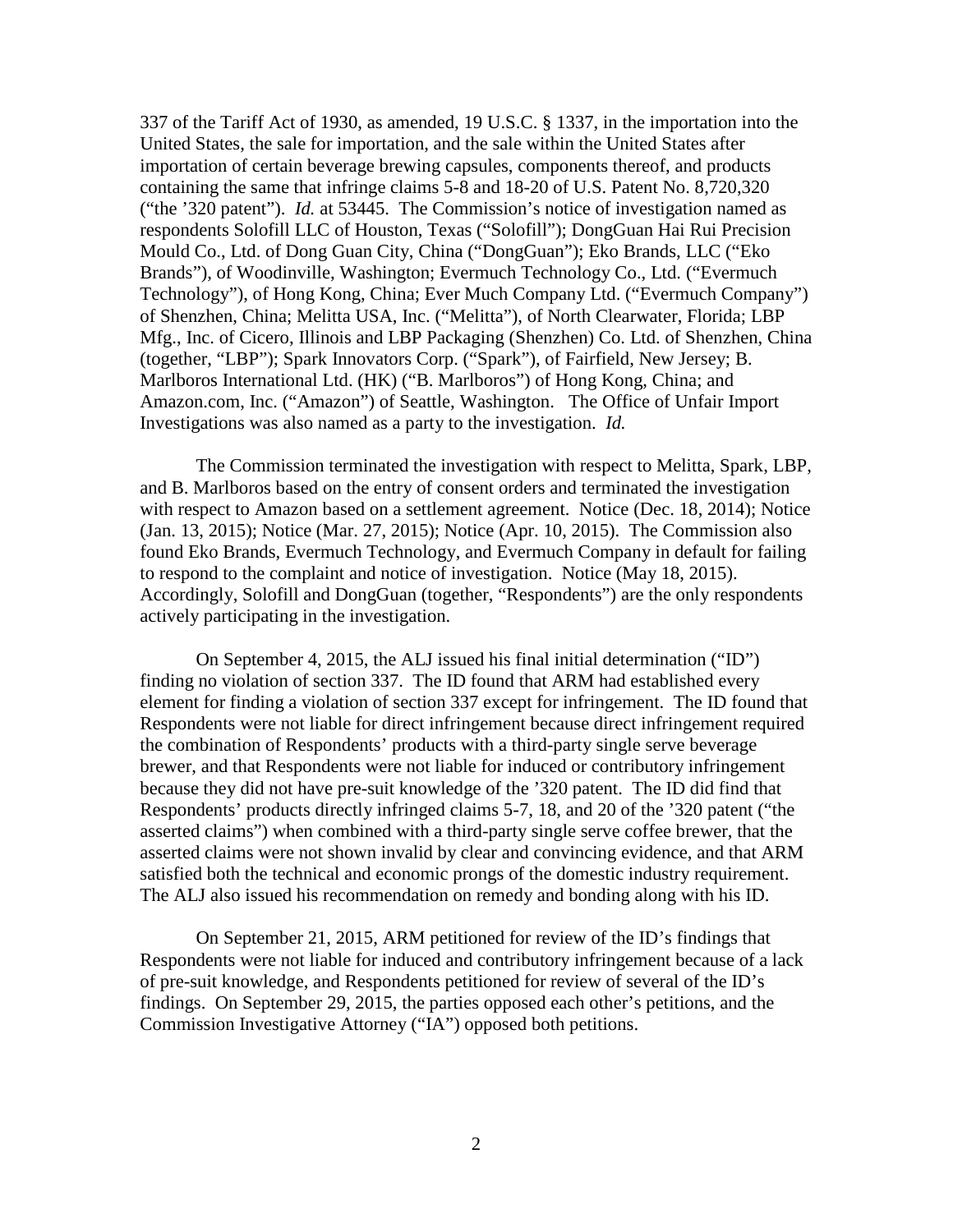337 of the Tariff Act of 1930, as amended, 19 U.S.C. § 1337, in the importation into the United States, the sale for importation, and the sale within the United States after importation of certain beverage brewing capsules, components thereof, and products containing the same that infringe claims 5-8 and 18-20 of U.S. Patent No. 8,720,320 ("the '320 patent"). *Id.* at 53445. The Commission's notice of investigation named as respondents Solofill LLC of Houston, Texas ("Solofill"); DongGuan Hai Rui Precision Mould Co., Ltd. of Dong Guan City, China ("DongGuan"); Eko Brands, LLC ("Eko Brands"), of Woodinville, Washington; Evermuch Technology Co., Ltd. ("Evermuch Technology"), of Hong Kong, China; Ever Much Company Ltd. ("Evermuch Company") of Shenzhen, China; Melitta USA, Inc. ("Melitta"), of North Clearwater, Florida; LBP Mfg., Inc. of Cicero, Illinois and LBP Packaging (Shenzhen) Co. Ltd. of Shenzhen, China (together, "LBP"); Spark Innovators Corp. ("Spark"), of Fairfield, New Jersey; B. Marlboros International Ltd. (HK) ("B. Marlboros") of Hong Kong, China; and Amazon.com, Inc. ("Amazon") of Seattle, Washington. The Office of Unfair Import Investigations was also named as a party to the investigation. *Id.*

The Commission terminated the investigation with respect to Melitta, Spark, LBP, and B. Marlboros based on the entry of consent orders and terminated the investigation with respect to Amazon based on a settlement agreement. Notice (Dec. 18, 2014); Notice (Jan. 13, 2015); Notice (Mar. 27, 2015); Notice (Apr. 10, 2015). The Commission also found Eko Brands, Evermuch Technology, and Evermuch Company in default for failing to respond to the complaint and notice of investigation. Notice (May 18, 2015). Accordingly, Solofill and DongGuan (together, "Respondents") are the only respondents actively participating in the investigation.

On September 4, 2015, the ALJ issued his final initial determination ("ID") finding no violation of section 337. The ID found that ARM had established every element for finding a violation of section 337 except for infringement. The ID found that Respondents were not liable for direct infringement because direct infringement required the combination of Respondents' products with a third-party single serve beverage brewer, and that Respondents were not liable for induced or contributory infringement because they did not have pre-suit knowledge of the '320 patent. The ID did find that Respondents' products directly infringed claims 5-7, 18, and 20 of the '320 patent ("the asserted claims") when combined with a third-party single serve coffee brewer, that the asserted claims were not shown invalid by clear and convincing evidence, and that ARM satisfied both the technical and economic prongs of the domestic industry requirement. The ALJ also issued his recommendation on remedy and bonding along with his ID.

On September 21, 2015, ARM petitioned for review of the ID's findings that Respondents were not liable for induced and contributory infringement because of a lack of pre-suit knowledge, and Respondents petitioned for review of several of the ID's findings. On September 29, 2015, the parties opposed each other's petitions, and the Commission Investigative Attorney ("IA") opposed both petitions.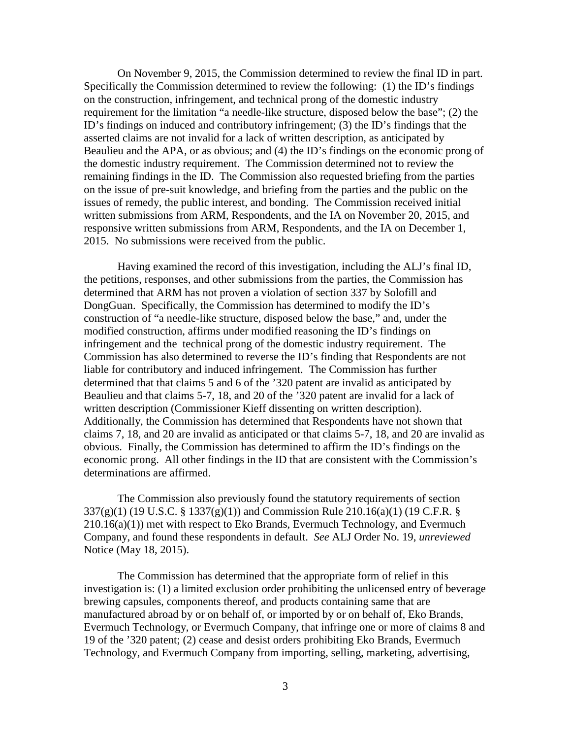On November 9, 2015, the Commission determined to review the final ID in part. Specifically the Commission determined to review the following: (1) the ID's findings on the construction, infringement, and technical prong of the domestic industry requirement for the limitation "a needle-like structure, disposed below the base"; (2) the ID's findings on induced and contributory infringement; (3) the ID's findings that the asserted claims are not invalid for a lack of written description, as anticipated by Beaulieu and the APA, or as obvious; and (4) the ID's findings on the economic prong of the domestic industry requirement. The Commission determined not to review the remaining findings in the ID. The Commission also requested briefing from the parties on the issue of pre-suit knowledge, and briefing from the parties and the public on the issues of remedy, the public interest, and bonding. The Commission received initial written submissions from ARM, Respondents, and the IA on November 20, 2015, and responsive written submissions from ARM, Respondents, and the IA on December 1, 2015. No submissions were received from the public.

Having examined the record of this investigation, including the ALJ's final ID, the petitions, responses, and other submissions from the parties, the Commission has determined that ARM has not proven a violation of section 337 by Solofill and DongGuan. Specifically, the Commission has determined to modify the ID's construction of "a needle-like structure, disposed below the base," and, under the modified construction, affirms under modified reasoning the ID's findings on infringement and the technical prong of the domestic industry requirement. The Commission has also determined to reverse the ID's finding that Respondents are not liable for contributory and induced infringement. The Commission has further determined that that claims 5 and 6 of the '320 patent are invalid as anticipated by Beaulieu and that claims 5-7, 18, and 20 of the '320 patent are invalid for a lack of written description (Commissioner Kieff dissenting on written description). Additionally, the Commission has determined that Respondents have not shown that claims 7, 18, and 20 are invalid as anticipated or that claims 5-7, 18, and 20 are invalid as obvious. Finally, the Commission has determined to affirm the ID's findings on the economic prong. All other findings in the ID that are consistent with the Commission's determinations are affirmed.

The Commission also previously found the statutory requirements of section 337(g)(1) (19 U.S.C. § 1337(g)(1)) and Commission Rule 210.16(a)(1) (19 C.F.R. § 210.16(a)(1)) met with respect to Eko Brands, Evermuch Technology, and Evermuch Company, and found these respondents in default. *See* ALJ Order No. 19, *unreviewed* Notice (May 18, 2015).

The Commission has determined that the appropriate form of relief in this investigation is: (1) a limited exclusion order prohibiting the unlicensed entry of beverage brewing capsules, components thereof, and products containing same that are manufactured abroad by or on behalf of, or imported by or on behalf of, Eko Brands, Evermuch Technology, or Evermuch Company, that infringe one or more of claims 8 and 19 of the '320 patent; (2) cease and desist orders prohibiting Eko Brands, Evermuch Technology, and Evermuch Company from importing, selling, marketing, advertising,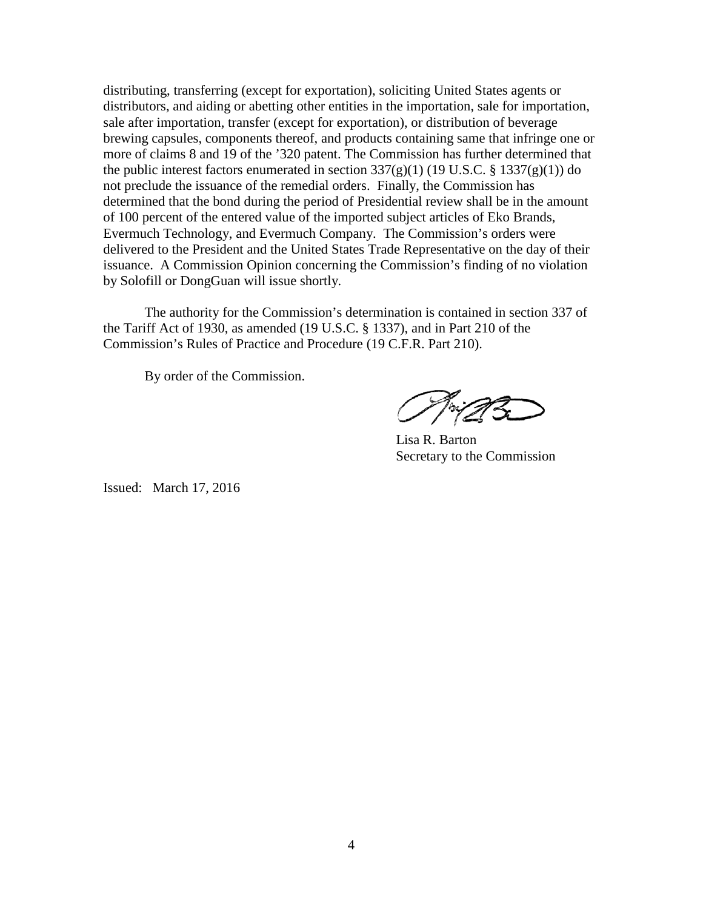distributing, transferring (except for exportation), soliciting United States agents or distributors, and aiding or abetting other entities in the importation, sale for importation, sale after importation, transfer (except for exportation), or distribution of beverage brewing capsules, components thereof, and products containing same that infringe one or more of claims 8 and 19 of the ’320 patent. The Commission has further determined that the public interest factors enumerated in section 337(g)(1) (19 U.S.C. § 1337(g)(1)) do not preclude the issuance of the remedial orders. Finally, the Commission has determined that the bond during the period of Presidential review shall be in the amount of 100 percent of the entered value of the imported subject articles of Eko Brands, Evermuch Technology, and Evermuch Company. The Commission’s orders were delivered to the President and the United States Trade Representative on the day of their issuance. A Commission Opinion concerning the Commission’s finding of no violation by Solofill or DongGuan will issue shortly.

The authority for the Commission’s determination is contained in section 337 of the Tariff Act of 1930, as amended (19 U.S.C. § 1337), and in Part 210 of the Commission’s Rules of Practice and Procedure (19 C.F.R. Part 210).

By order of the Commission.

Lisa R. Barton
Secretary to the Commission

Issued: March 17, 2016